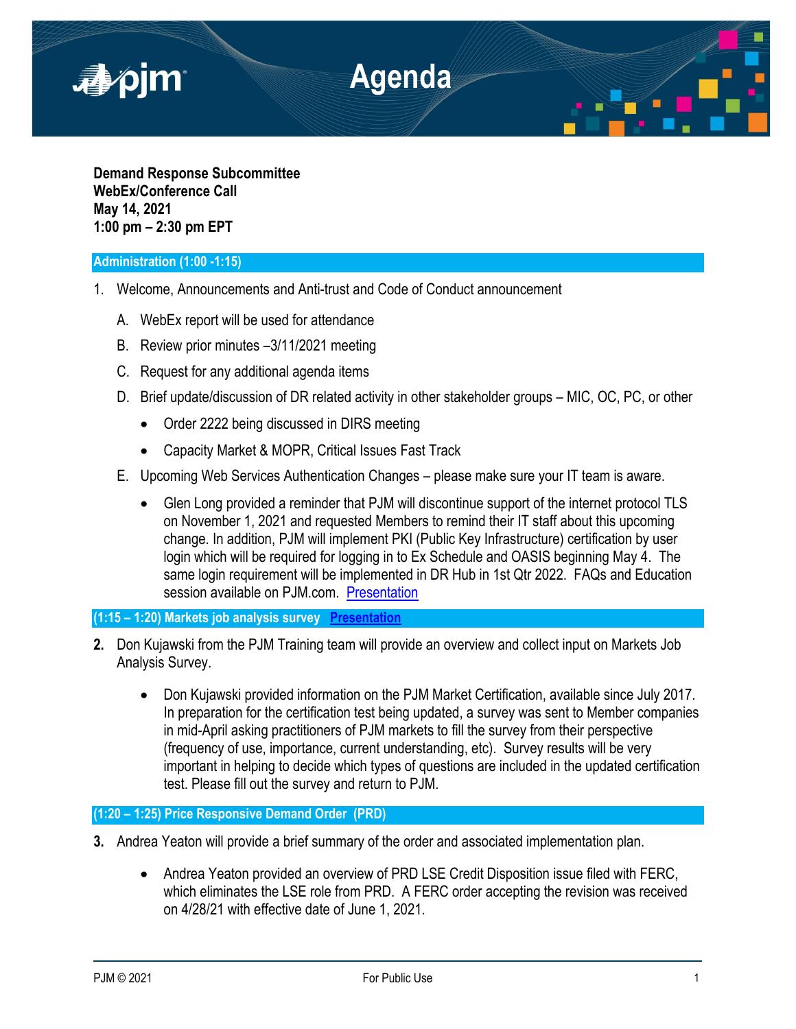# Agenda

**Demand Response Subcommittee**
**WebEx/Conference Call**
**May 14, 2021**
**1:00 pm – 2:30 pm EPT**

## Administration (1:00 -1:15)

1. Welcome, Announcements and Anti-trust and Code of Conduct announcement

   A. WebEx report will be used for attendance

   B. Review prior minutes –3/11/2021 meeting

   C. Request for any additional agenda items

   D. Brief update/discussion of DR related activity in other stakeholder groups – MIC, OC, PC, or other

   - Order 2222 being discussed in DIRS meeting
   - Capacity Market & MOPR, Critical Issues Fast Track

   E. Upcoming Web Services Authentication Changes – please make sure your IT team is aware.

   - Glen Long provided a reminder that PJM will discontinue support of the internet protocol TLS on November 1, 2021 and requested Members to remind their IT staff about this upcoming change. In addition, PJM will implement PKI (Public Key Infrastructure) certification by user login which will be required for logging in to Ex Schedule and OASIS beginning May 4. The same login requirement will be implemented in DR Hub in 1st Qtr 2022. FAQs and Education session available on PJM.com. Presentation

## (1:15 – 1:20) Markets job analysis survey Presentation

**2.** Don Kujawski from the PJM Training team will provide an overview and collect input on Markets Job Analysis Survey.

   - Don Kujawski provided information on the PJM Market Certification, available since July 2017. In preparation for the certification test being updated, a survey was sent to Member companies in mid-April asking practitioners of PJM markets to fill the survey from their perspective (frequency of use, importance, current understanding, etc). Survey results will be very important in helping to decide which types of questions are included in the updated certification test. Please fill out the survey and return to PJM.

## (1:20 – 1:25) Price Responsive Demand Order (PRD)

**3.** Andrea Yeaton will provide a brief summary of the order and associated implementation plan.

   - Andrea Yeaton provided an overview of PRD LSE Credit Disposition issue filed with FERC, which eliminates the LSE role from PRD. A FERC order accepting the revision was received on 4/28/21 with effective date of June 1, 2021.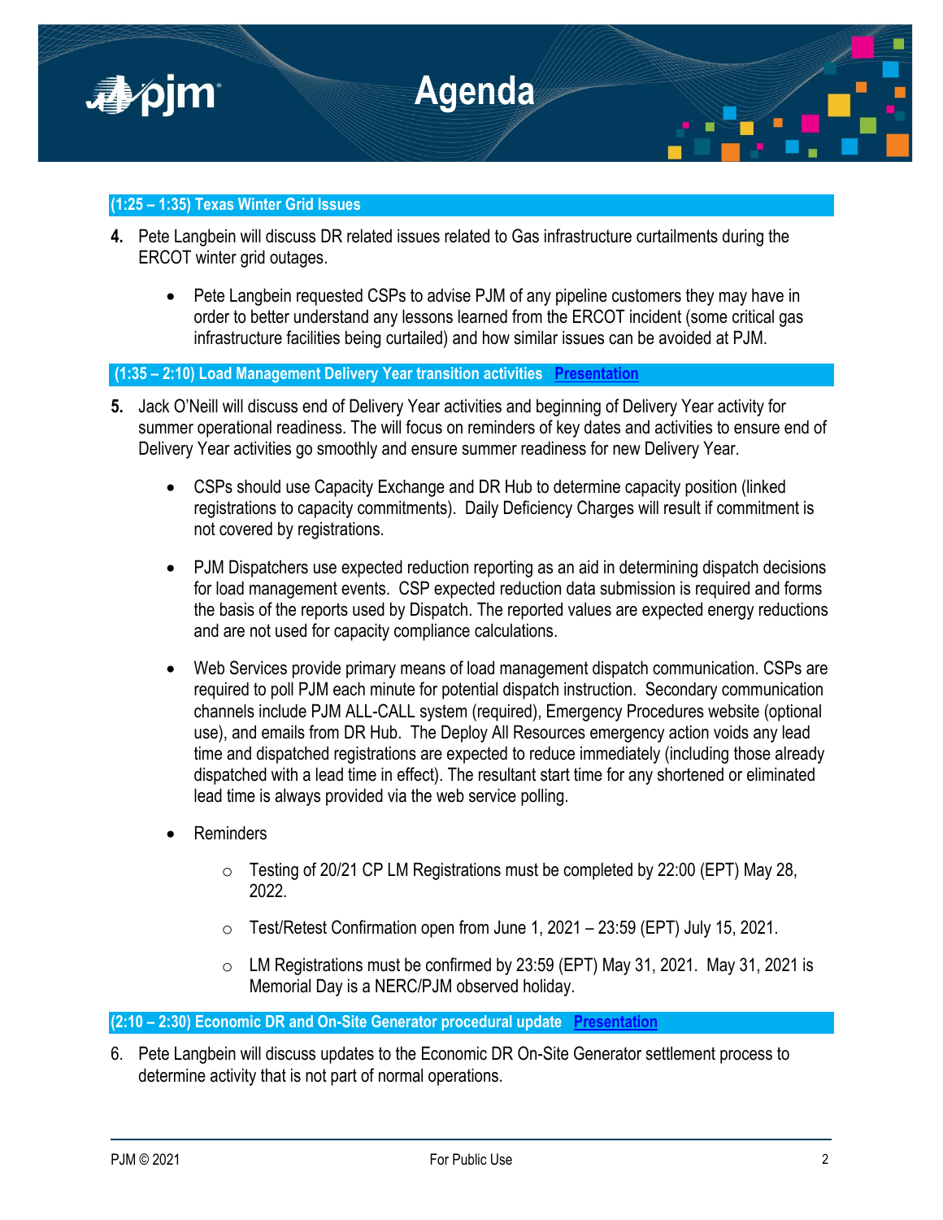### (1:25 – 1:35) Texas Winter Grid Issues

**4.** Pete Langbein will discuss DR related issues related to Gas infrastructure curtailments during the ERCOT winter grid outages.

- Pete Langbein requested CSPs to advise PJM of any pipeline customers they may have in order to better understand any lessons learned from the ERCOT incident (some critical gas infrastructure facilities being curtailed) and how similar issues can be avoided at PJM.

### (1:35 – 2:10) Load Management Delivery Year transition activities [Presentation]

**5.** Jack O'Neill will discuss end of Delivery Year activities and beginning of Delivery Year activity for summer operational readiness. The will focus on reminders of key dates and activities to ensure end of Delivery Year activities go smoothly and ensure summer readiness for new Delivery Year.

- CSPs should use Capacity Exchange and DR Hub to determine capacity position (linked registrations to capacity commitments). Daily Deficiency Charges will result if commitment is not covered by registrations.

- PJM Dispatchers use expected reduction reporting as an aid in determining dispatch decisions for load management events. CSP expected reduction data submission is required and forms the basis of the reports used by Dispatch. The reported values are expected energy reductions and are not used for capacity compliance calculations.

- Web Services provide primary means of load management dispatch communication. CSPs are required to poll PJM each minute for potential dispatch instruction. Secondary communication channels include PJM ALL-CALL system (required), Emergency Procedures website (optional use), and emails from DR Hub. The Deploy All Resources emergency action voids any lead time and dispatched registrations are expected to reduce immediately (including those already dispatched with a lead time in effect). The resultant start time for any shortened or eliminated lead time is always provided via the web service polling.

- Reminders
  - Testing of 20/21 CP LM Registrations must be completed by 22:00 (EPT) May 28, 2022.
  - Test/Retest Confirmation open from June 1, 2021 – 23:59 (EPT) July 15, 2021.
  - LM Registrations must be confirmed by 23:59 (EPT) May 31, 2021. May 31, 2021 is Memorial Day is a NERC/PJM observed holiday.

### (2:10 – 2:30) Economic DR and On-Site Generator procedural update [Presentation]

6. Pete Langbein will discuss updates to the Economic DR On-Site Generator settlement process to determine activity that is not part of normal operations.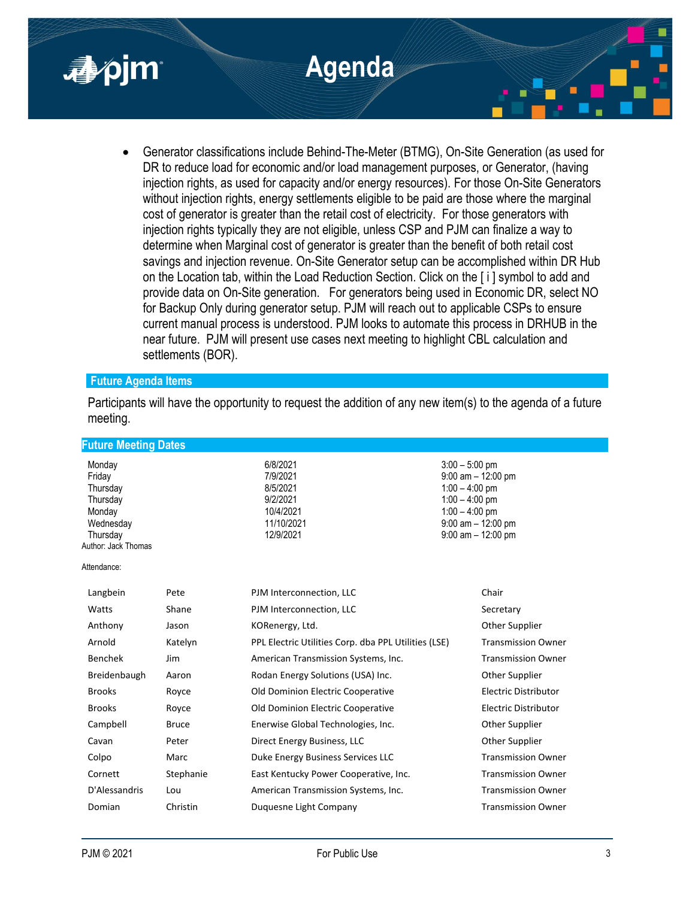- Generator classifications include Behind-The-Meter (BTMG), On-Site Generation (as used for DR to reduce load for economic and/or load management purposes, or Generator, (having injection rights, as used for capacity and/or energy resources). For those On-Site Generators without injection rights, energy settlements eligible to be paid are those where the marginal cost of generator is greater than the retail cost of electricity. For those generators with injection rights typically they are not eligible, unless CSP and PJM can finalize a way to determine when Marginal cost of generator is greater than the benefit of both retail cost savings and injection revenue. On-Site Generator setup can be accomplished within DR Hub on the Location tab, within the Load Reduction Section. Click on the [ i ] symbol to add and provide data on On-Site generation. For generators being used in Economic DR, select NO for Backup Only during generator setup. PJM will reach out to applicable CSPs to ensure current manual process is understood. PJM looks to automate this process in DRHUB in the near future. PJM will present use cases next meeting to highlight CBL calculation and settlements (BOR).

## Future Agenda Items

Participants will have the opportunity to request the addition of any new item(s) to the agenda of a future meeting.

## Future Meeting Dates

| | | |
|---|---|---|
| Monday | 6/8/2021 | 3:00 – 5:00 pm |
| Friday | 7/9/2021 | 9:00 am – 12:00 pm |
| Thursday | 8/5/2021 | 1:00 – 4:00 pm |
| Thursday | 9/2/2021 | 1:00 – 4:00 pm |
| Monday | 10/4/2021 | 1:00 – 4:00 pm |
| Wednesday | 11/10/2021 | 9:00 am – 12:00 pm |
| Thursday | 12/9/2021 | 9:00 am – 12:00 pm |

Author: Jack Thomas

Attendance:

| | | | |
|---|---|---|---|
| Langbein | Pete | PJM Interconnection, LLC | Chair |
| Watts | Shane | PJM Interconnection, LLC | Secretary |
| Anthony | Jason | KORenergy, Ltd. | Other Supplier |
| Arnold | Katelyn | PPL Electric Utilities Corp. dba PPL Utilities (LSE) | Transmission Owner |
| Benchek | Jim | American Transmission Systems, Inc. | Transmission Owner |
| Breidenbaugh | Aaron | Rodan Energy Solutions (USA) Inc. | Other Supplier |
| Brooks | Royce | Old Dominion Electric Cooperative | Electric Distributor |
| Brooks | Royce | Old Dominion Electric Cooperative | Electric Distributor |
| Campbell | Bruce | Enerwise Global Technologies, Inc. | Other Supplier |
| Cavan | Peter | Direct Energy Business, LLC | Other Supplier |
| Colpo | Marc | Duke Energy Business Services LLC | Transmission Owner |
| Cornett | Stephanie | East Kentucky Power Cooperative, Inc. | Transmission Owner |
| D'Alessandris | Lou | American Transmission Systems, Inc. | Transmission Owner |
| Domian | Christin | Duquesne Light Company | Transmission Owner |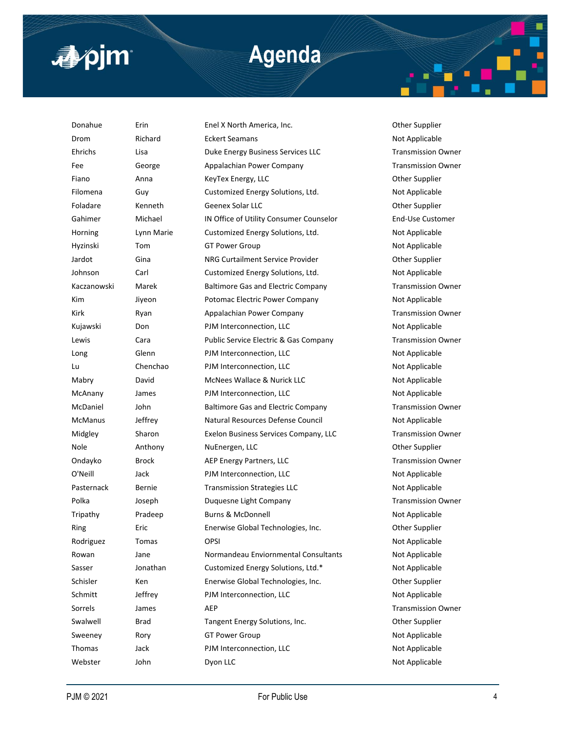# Agenda

| | | | |
|---|---|---|---|
| Donahue | Erin | Enel X North America, Inc. | Other Supplier |
| Drom | Richard | Eckert Seamans | Not Applicable |
| Ehrichs | Lisa | Duke Energy Business Services LLC | Transmission Owner |
| Fee | George | Appalachian Power Company | Transmission Owner |
| Fiano | Anna | KeyTex Energy, LLC | Other Supplier |
| Filomena | Guy | Customized Energy Solutions, Ltd. | Not Applicable |
| Foladare | Kenneth | Geenex Solar LLC | Other Supplier |
| Gahimer | Michael | IN Office of Utility Consumer Counselor | End-Use Customer |
| Horning | Lynn Marie | Customized Energy Solutions, Ltd. | Not Applicable |
| Hyzinski | Tom | GT Power Group | Not Applicable |
| Jardot | Gina | NRG Curtailment Service Provider | Other Supplier |
| Johnson | Carl | Customized Energy Solutions, Ltd. | Not Applicable |
| Kaczanowski | Marek | Baltimore Gas and Electric Company | Transmission Owner |
| Kim | Jiyeon | Potomac Electric Power Company | Not Applicable |
| Kirk | Ryan | Appalachian Power Company | Transmission Owner |
| Kujawski | Don | PJM Interconnection, LLC | Not Applicable |
| Lewis | Cara | Public Service Electric & Gas Company | Transmission Owner |
| Long | Glenn | PJM Interconnection, LLC | Not Applicable |
| Lu | Chenchao | PJM Interconnection, LLC | Not Applicable |
| Mabry | David | McNees Wallace & Nurick LLC | Not Applicable |
| McAnany | James | PJM Interconnection, LLC | Not Applicable |
| McDaniel | John | Baltimore Gas and Electric Company | Transmission Owner |
| McManus | Jeffrey | Natural Resources Defense Council | Not Applicable |
| Midgley | Sharon | Exelon Business Services Company, LLC | Transmission Owner |
| Nole | Anthony | NuEnergen, LLC | Other Supplier |
| Ondayko | Brock | AEP Energy Partners, LLC | Transmission Owner |
| O'Neill | Jack | PJM Interconnection, LLC | Not Applicable |
| Pasternack | Bernie | Transmission Strategies LLC | Not Applicable |
| Polka | Joseph | Duquesne Light Company | Transmission Owner |
| Tripathy | Pradeep | Burns & McDonnell | Not Applicable |
| Ring | Eric | Enerwise Global Technologies, Inc. | Other Supplier |
| Rodriguez | Tomas | OPSI | Not Applicable |
| Rowan | Jane | Normandeau Enviornmental Consultants | Not Applicable |
| Sasser | Jonathan | Customized Energy Solutions, Ltd.* | Not Applicable |
| Schisler | Ken | Enerwise Global Technologies, Inc. | Other Supplier |
| Schmitt | Jeffrey | PJM Interconnection, LLC | Not Applicable |
| Sorrels | James | AEP | Transmission Owner |
| Swalwell | Brad | Tangent Energy Solutions, Inc. | Other Supplier |
| Sweeney | Rory | GT Power Group | Not Applicable |
| Thomas | Jack | PJM Interconnection, LLC | Not Applicable |
| Webster | John | Dyon LLC | Not Applicable |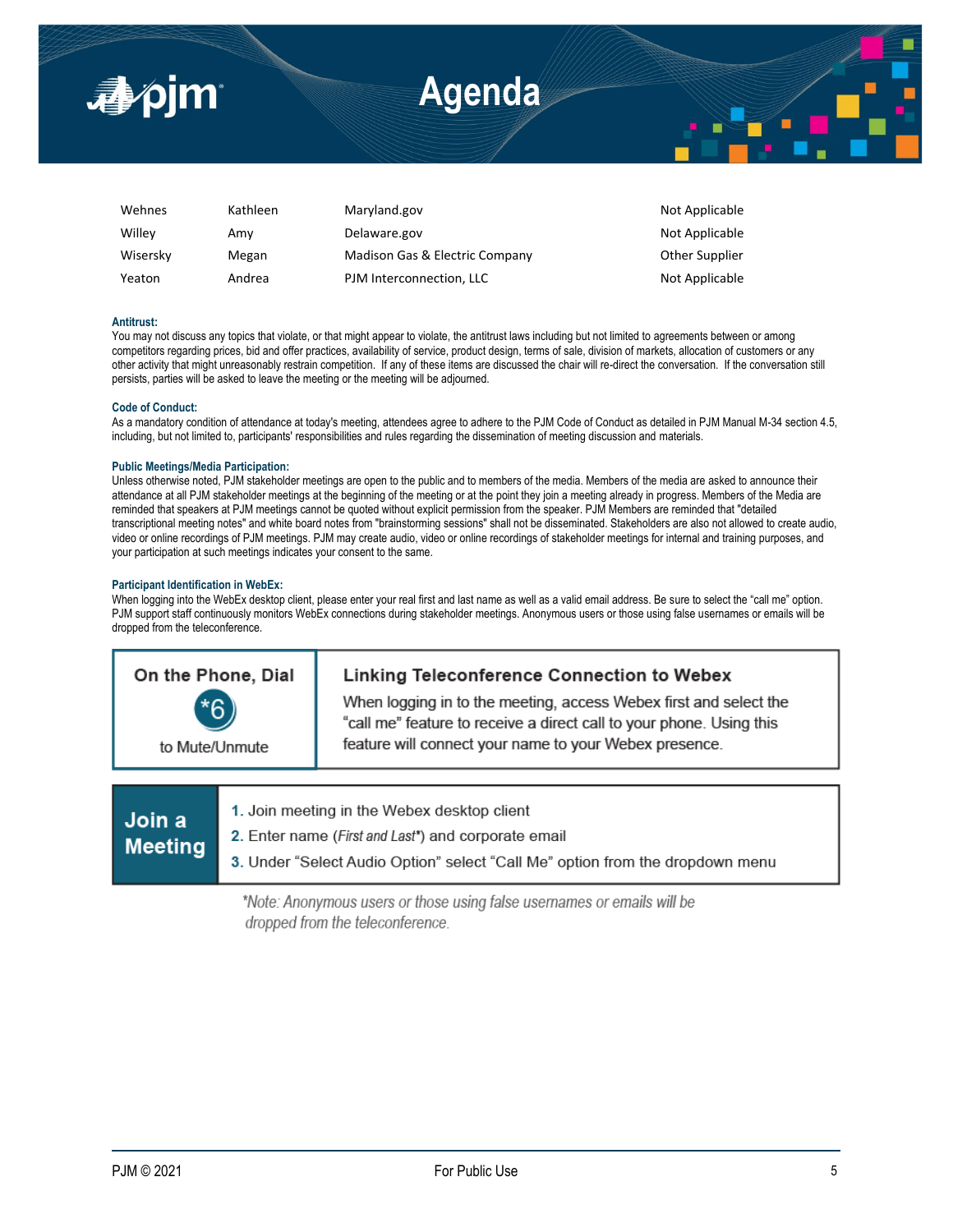# Agenda

| | | | |
|---|---|---|---|
| Wehnes | Kathleen | Maryland.gov | Not Applicable |
| Willey | Amy | Delaware.gov | Not Applicable |
| Wisersky | Megan | Madison Gas & Electric Company | Other Supplier |
| Yeaton | Andrea | PJM Interconnection, LLC | Not Applicable |

**Antitrust:**
You may not discuss any topics that violate, or that might appear to violate, the antitrust laws including but not limited to agreements between or among competitors regarding prices, bid and offer practices, availability of service, product design, terms of sale, division of markets, allocation of customers or any other activity that might unreasonably restrain competition. If any of these items are discussed the chair will re-direct the conversation. If the conversation still persists, parties will be asked to leave the meeting or the meeting will be adjourned.

**Code of Conduct:**
As a mandatory condition of attendance at today's meeting, attendees agree to adhere to the PJM Code of Conduct as detailed in PJM Manual M-34 section 4.5, including, but not limited to, participants' responsibilities and rules regarding the dissemination of meeting discussion and materials.

**Public Meetings/Media Participation:**
Unless otherwise noted, PJM stakeholder meetings are open to the public and to members of the media. Members of the media are asked to announce their attendance at all PJM stakeholder meetings at the beginning of the meeting or at the point they join a meeting already in progress. Members of the Media are reminded that speakers at PJM meetings cannot be quoted without explicit permission from the speaker. PJM Members are reminded that "detailed transcriptional meeting notes" and white board notes from "brainstorming sessions" shall not be disseminated. Stakeholders are also not allowed to create audio, video or online recordings of PJM meetings. PJM may create audio, video or online recordings of stakeholder meetings for internal and training purposes, and your participation at such meetings indicates your consent to the same.

**Participant Identification in WebEx:**
When logging into the WebEx desktop client, please enter your real first and last name as well as a valid email address. Be sure to select the "call me" option. PJM support staff continuously monitors WebEx connections during stakeholder meetings. Anonymous users or those using false usernames or emails will be dropped from the teleconference.

**On the Phone, Dial *6 to Mute/Unmute**

**Linking Teleconference Connection to Webex**

When logging in to the meeting, access Webex first and select the "call me" feature to receive a direct call to your phone. Using this feature will connect your name to your Webex presence.

**Join a Meeting**

1. Join meeting in the Webex desktop client
2. Enter name (*First and Last*\*) and corporate email
3. Under "Select Audio Option" select "Call Me" option from the dropdown menu

*\*Note: Anonymous users or those using false usernames or emails will be dropped from the teleconference.*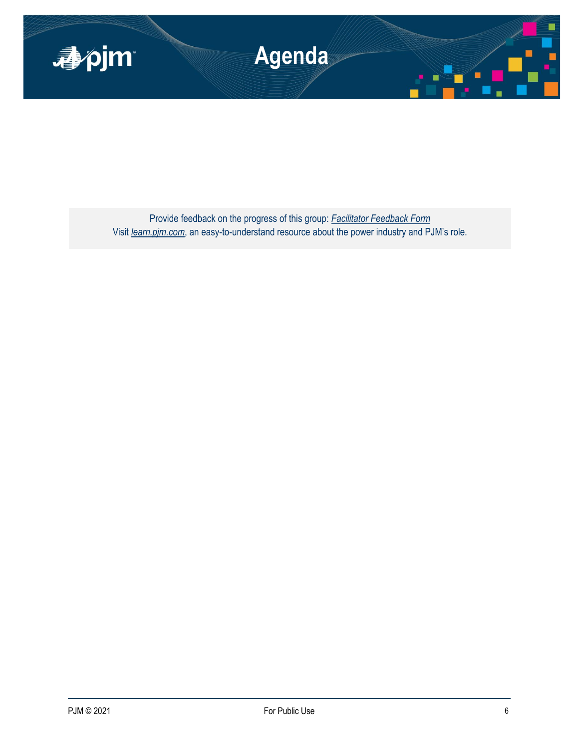# Agenda

Provide feedback on the progress of this group: *Facilitator Feedback Form*
Visit *learn.pjm.com*, an easy-to-understand resource about the power industry and PJM's role.